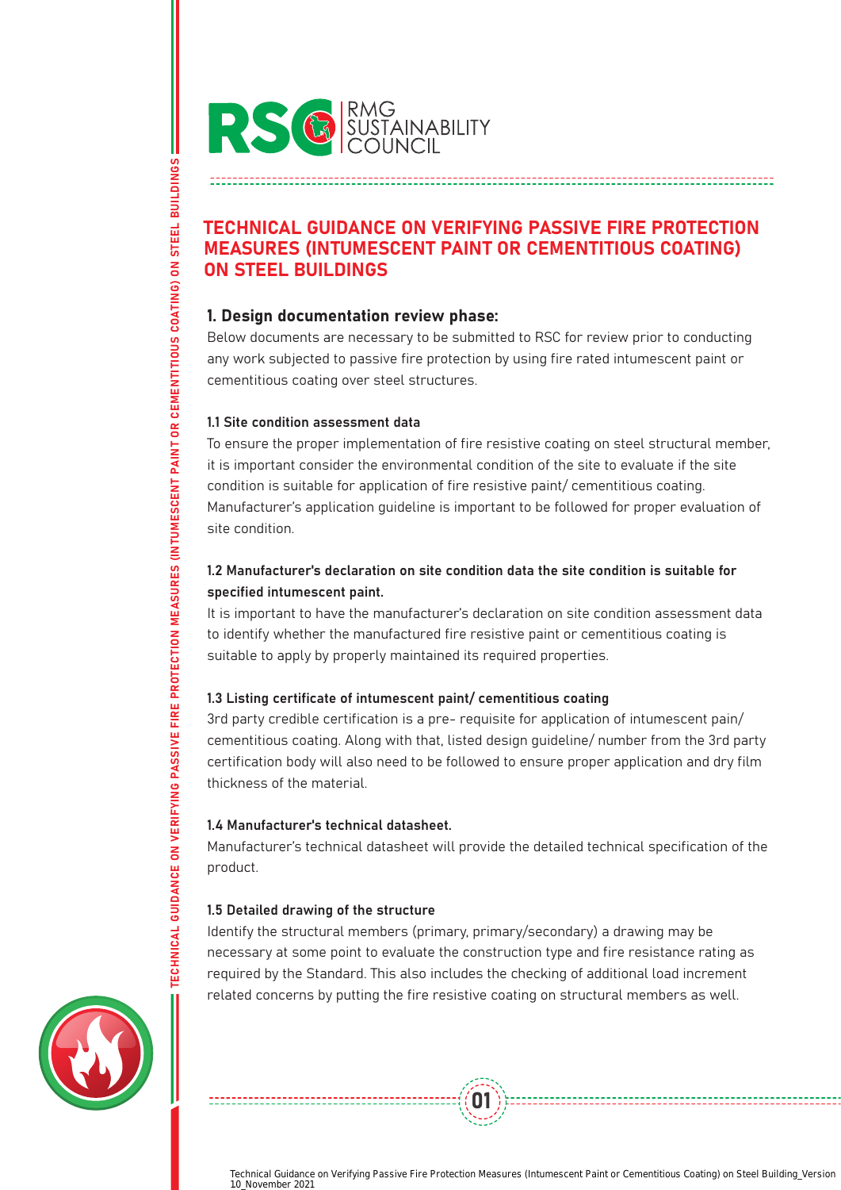# TECHNICAL GUIDANCE ON VERIFYING PASSIVE FIRE PROTECTION MEASURES (INTUMESCENT PAINT OR CEMENTITIOUS COATING) ON STEEL BUILDINGS

## 1. Design documentation review phase:

Below documents are necessary to be submitted to RSC for review prior to conducting any work subjected to passive fire protection by using fire rated intumescent paint or cementitious coating over steel structures.

### 1.1 Site condition assessment data

To ensure the proper implementation of fire resistive coating on steel structural member, it is important consider the environmental condition of the site to evaluate if the site condition is suitable for application of fire resistive paint/ cementitious coating. Manufacturer's application guideline is important to be followed for proper evaluation of site condition.

### 1.2 Manufacturer's declaration on site condition data the site condition is suitable for specified intumescent paint.

It is important to have the manufacturer's declaration on site condition assessment data to identify whether the manufactured fire resistive paint or cementitious coating is suitable to apply by properly maintained its required properties.

### 1.3 Listing certificate of intumescent paint/ cementitious coating

3rd party credible certification is a pre- requisite for application of intumescent pain/ cementitious coating. Along with that, listed design guideline/ number from the 3rd party certification body will also need to be followed to ensure proper application and dry film thickness of the material.

### 1.4 Manufacturer's technical datasheet.

Manufacturer's technical datasheet will provide the detailed technical specification of the product.

### 1.5 Detailed drawing of the structure

Identify the structural members (primary, primary/secondary) a drawing may be necessary at some point to evaluate the construction type and fire resistance rating as required by the Standard. This also includes the checking of additional load increment related concerns by putting the fire resistive coating on structural members as well.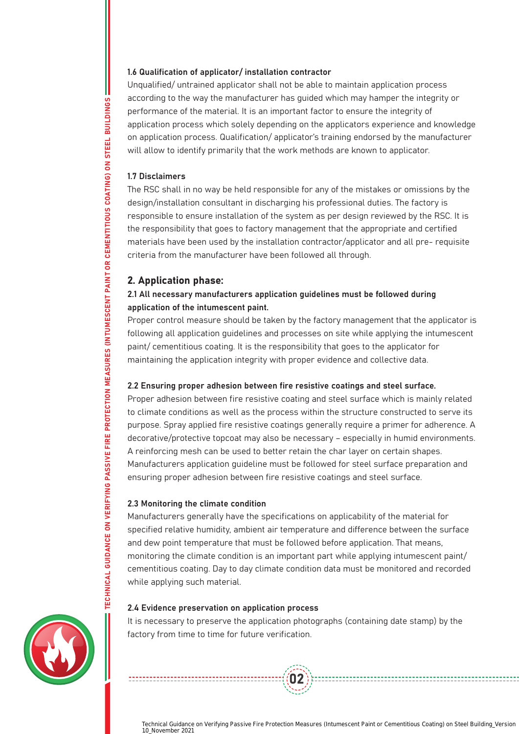### 1.6 Qualification of applicator/ installation contractor

Unqualified/ untrained applicator shall not be able to maintain application process according to the way the manufacturer has guided which may hamper the integrity or performance of the material. It is an important factor to ensure the integrity of application process which solely depending on the applicators experience and knowledge on application process. Qualification/ applicator's training endorsed by the manufacturer will allow to identify primarily that the work methods are known to applicator.

### 1.7 Disclaimers

The RSC shall in no way be held responsible for any of the mistakes or omissions by the design/installation consultant in discharging his professional duties. The factory is responsible to ensure installation of the system as per design reviewed by the RSC. It is the responsibility that goes to factory management that the appropriate and certified materials have been used by the installation contractor/applicator and all pre- requisite criteria from the manufacturer have been followed all through.

## 2. Application phase:

### 2.1 All necessary manufacturers application guidelines must be followed during application of the intumescent paint.

Proper control measure should be taken by the factory management that the applicator is following all application guidelines and processes on site while applying the intumescent paint/ cementitious coating. It is the responsibility that goes to the applicator for maintaining the application integrity with proper evidence and collective data.

### 2.2 Ensuring proper adhesion between fire resistive coatings and steel surface.

Proper adhesion between fire resistive coating and steel surface which is mainly related to climate conditions as well as the process within the structure constructed to serve its purpose. Spray applied fire resistive coatings generally require a primer for adherence. A decorative/protective topcoat may also be necessary – especially in humid environments. A reinforcing mesh can be used to better retain the char layer on certain shapes. Manufacturers application guideline must be followed for steel surface preparation and ensuring proper adhesion between fire resistive coatings and steel surface.

### 2.3 Monitoring the climate condition

Manufacturers generally have the specifications on applicability of the material for specified relative humidity, ambient air temperature and difference between the surface and dew point temperature that must be followed before application. That means, monitoring the climate condition is an important part while applying intumescent paint/ cementitious coating. Day to day climate condition data must be monitored and recorded while applying such material.

### 2.4 Evidence preservation on application process

It is necessary to preserve the application photographs (containing date stamp) by the factory from time to time for future verification.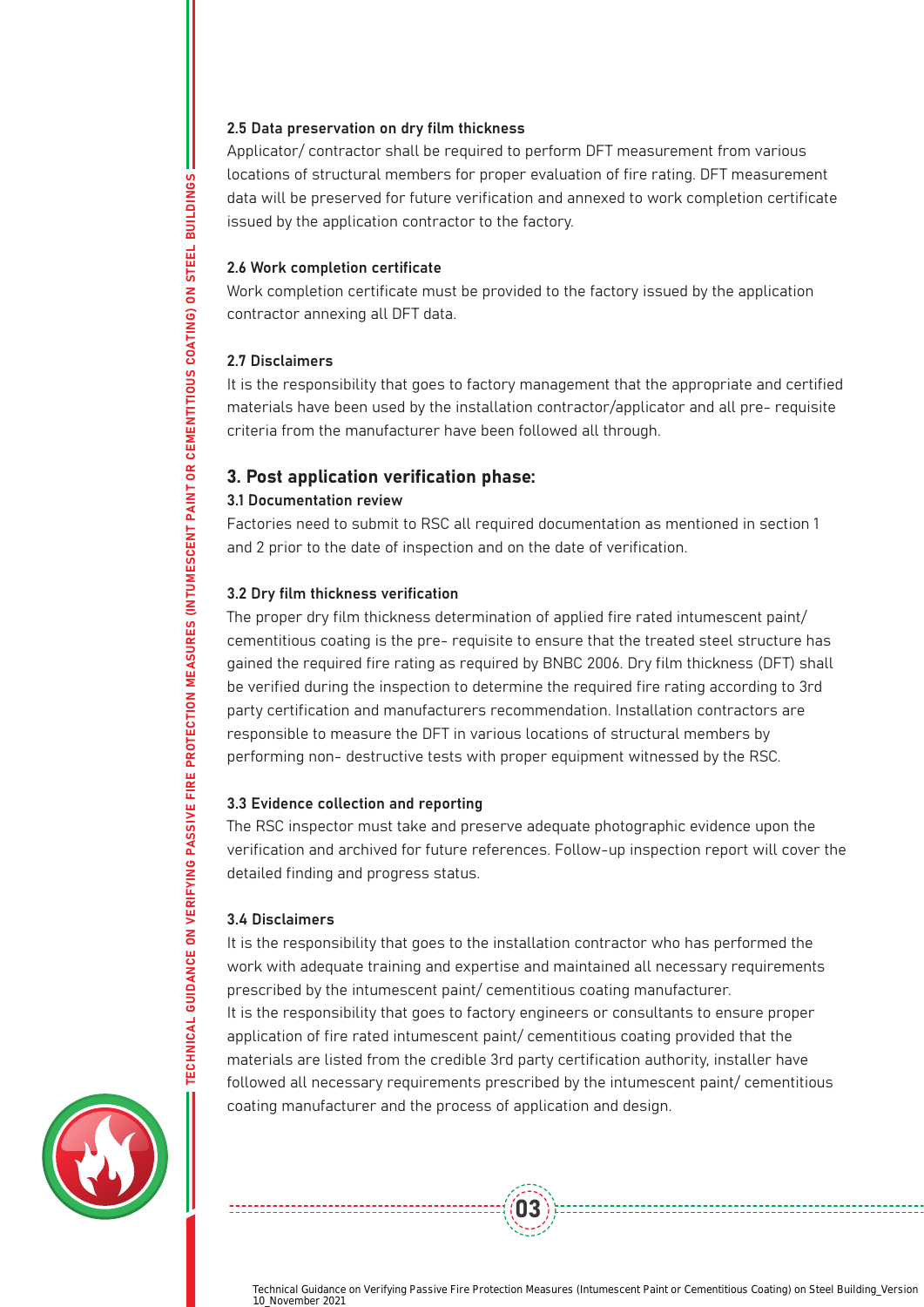### 2.5 Data preservation on dry film thickness

Applicator/ contractor shall be required to perform DFT measurement from various locations of structural members for proper evaluation of fire rating. DFT measurement data will be preserved for future verification and annexed to work completion certificate issued by the application contractor to the factory.

### 2.6 Work completion certificate

Work completion certificate must be provided to the factory issued by the application contractor annexing all DFT data.

### 2.7 Disclaimers

It is the responsibility that goes to factory management that the appropriate and certified materials have been used by the installation contractor/applicator and all pre- requisite criteria from the manufacturer have been followed all through.

## 3. Post application verification phase:

### 3.1 Documentation review

Factories need to submit to RSC all required documentation as mentioned in section 1 and 2 prior to the date of inspection and on the date of verification.

### 3.2 Dry film thickness verification

The proper dry film thickness determination of applied fire rated intumescent paint/ cementitious coating is the pre- requisite to ensure that the treated steel structure has gained the required fire rating as required by BNBC 2006. Dry film thickness (DFT) shall be verified during the inspection to determine the required fire rating according to 3rd party certification and manufacturers recommendation. Installation contractors are responsible to measure the DFT in various locations of structural members by performing non- destructive tests with proper equipment witnessed by the RSC.

### 3.3 Evidence collection and reporting

The RSC inspector must take and preserve adequate photographic evidence upon the verification and archived for future references. Follow-up inspection report will cover the detailed finding and progress status.

### 3.4 Disclaimers

It is the responsibility that goes to the installation contractor who has performed the work with adequate training and expertise and maintained all necessary requirements prescribed by the intumescent paint/ cementitious coating manufacturer.

It is the responsibility that goes to factory engineers or consultants to ensure proper application of fire rated intumescent paint/ cementitious coating provided that the materials are listed from the credible 3rd party certification authority, installer have followed all necessary requirements prescribed by the intumescent paint/ cementitious coating manufacturer and the process of application and design.